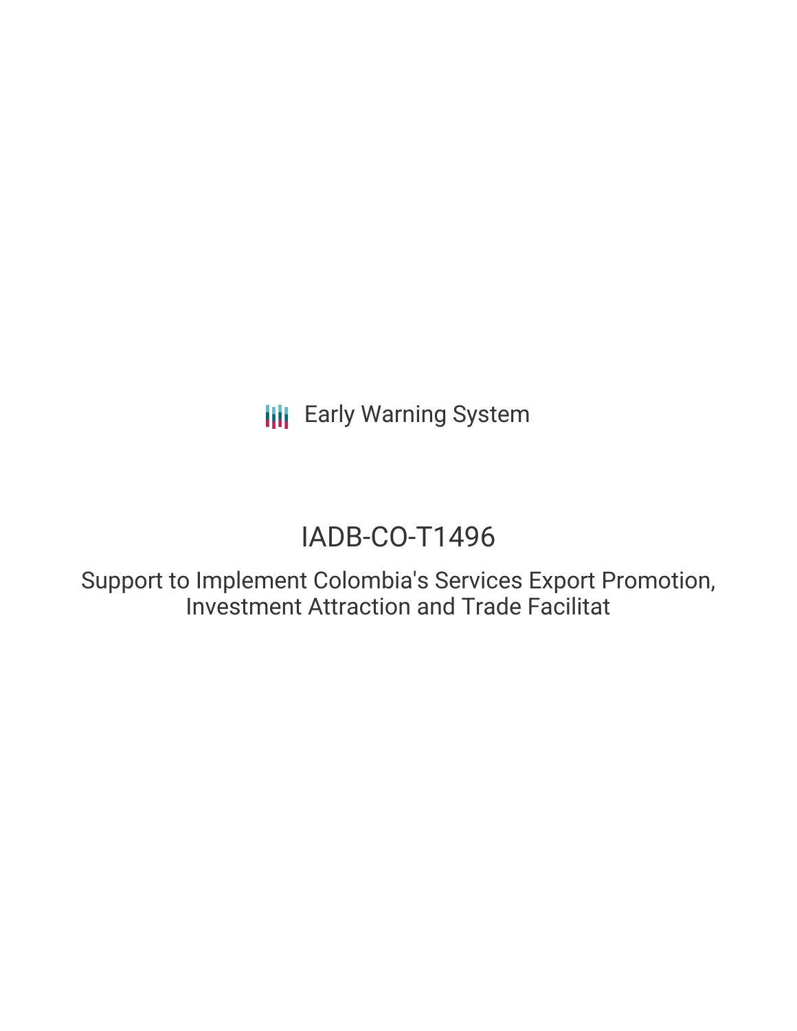Early Warning System

# IADB-CO-T1496

## Support to Implement Colombia's Services Export Promotion, Investment Attraction and Trade Facilitat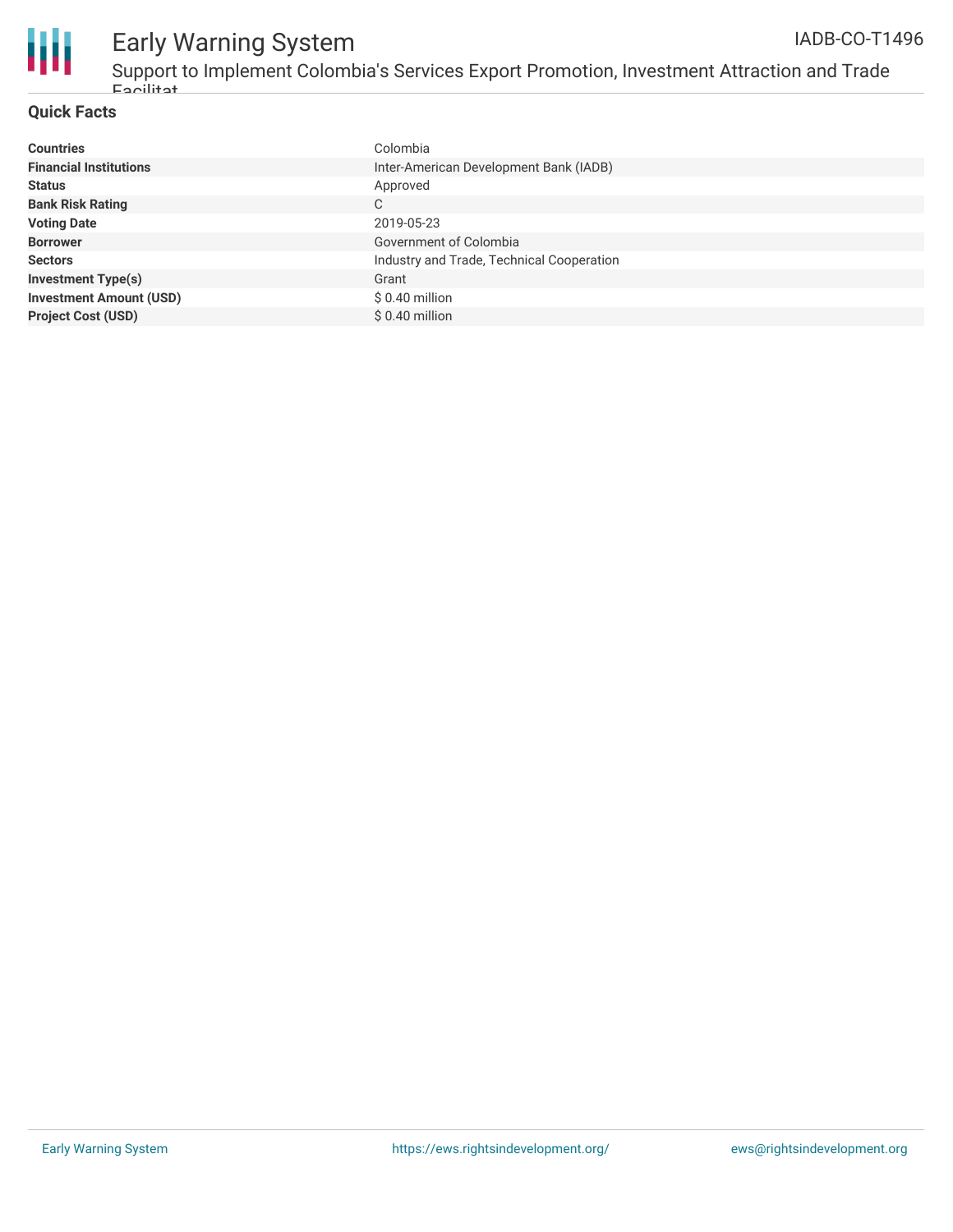## Quick Facts

| | |
|---|---|
| **Countries** | Colombia |
| **Financial Institutions** | Inter-American Development Bank (IADB) |
| **Status** | Approved |
| **Bank Risk Rating** | C |
| **Voting Date** | 2019-05-23 |
| **Borrower** | Government of Colombia |
| **Sectors** | Industry and Trade, Technical Cooperation |
| **Investment Type(s)** | Grant |
| **Investment Amount (USD)** | $ 0.40 million |
| **Project Cost (USD)** | $ 0.40 million |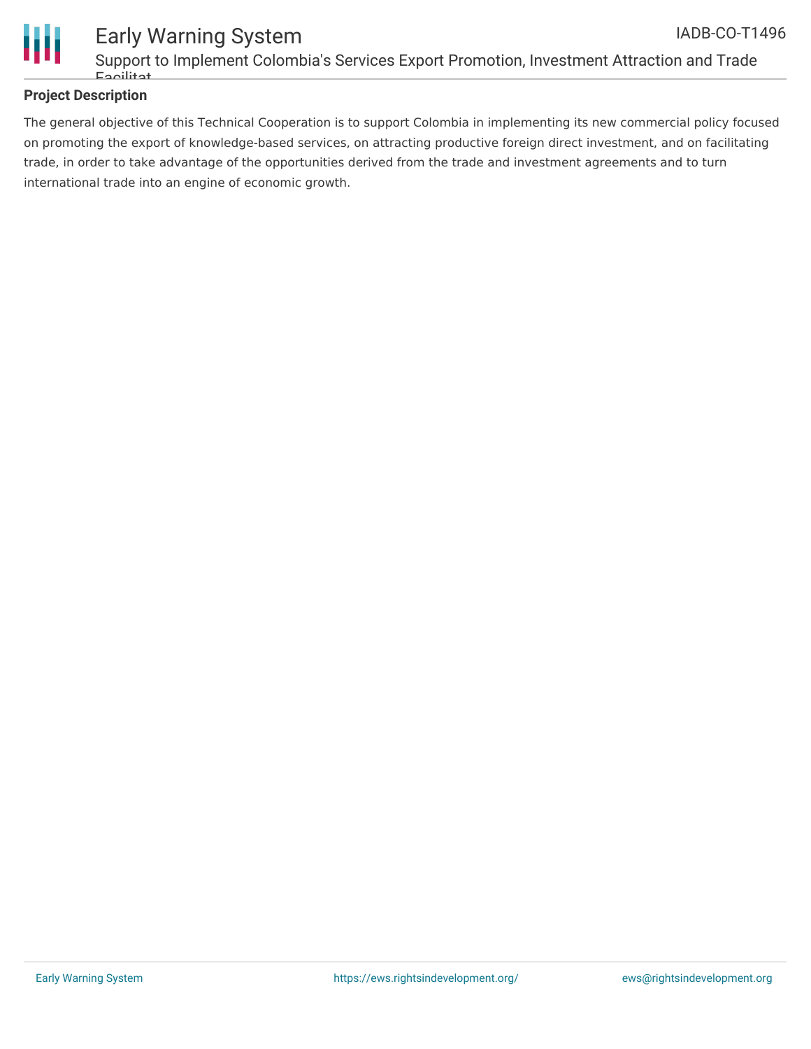## Project Description

The general objective of this Technical Cooperation is to support Colombia in implementing its new commercial policy focused on promoting the export of knowledge-based services, on attracting productive foreign direct investment, and on facilitating trade, in order to take advantage of the opportunities derived from the trade and investment agreements and to turn international trade into an engine of economic growth.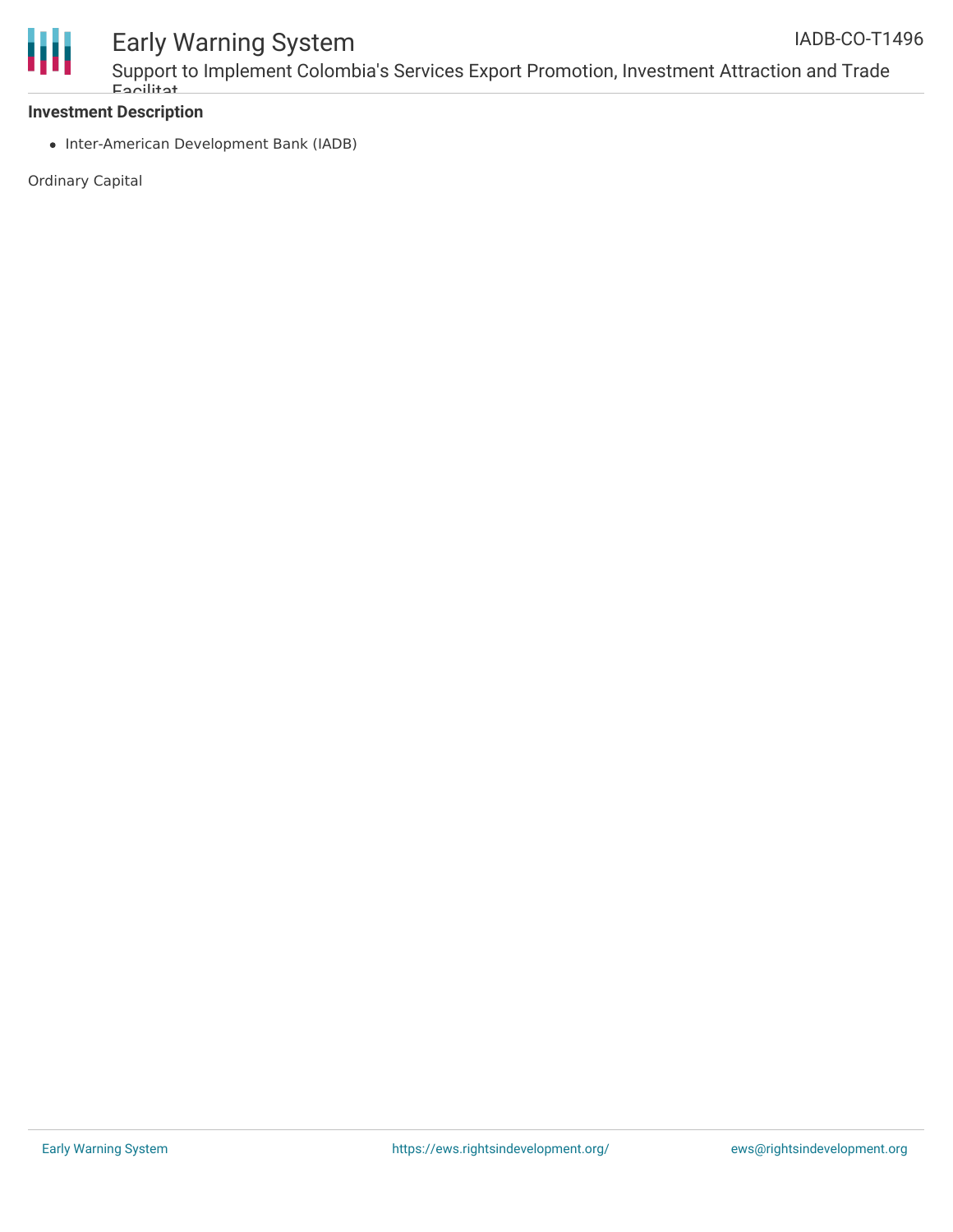**Investment Description**

- Inter-American Development Bank (IADB)

Ordinary Capital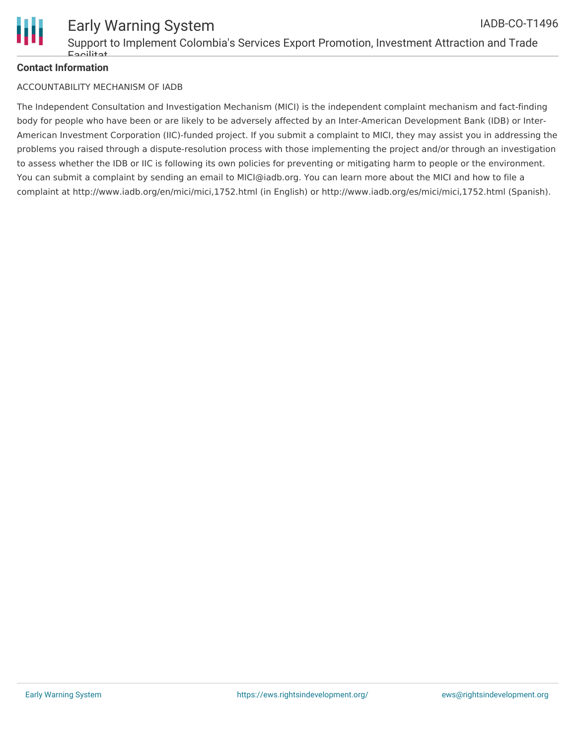**Contact Information**

ACCOUNTABILITY MECHANISM OF IADB

The Independent Consultation and Investigation Mechanism (MICI) is the independent complaint mechanism and fact-finding body for people who have been or are likely to be adversely affected by an Inter-American Development Bank (IDB) or Inter-American Investment Corporation (IIC)-funded project. If you submit a complaint to MICI, they may assist you in addressing the problems you raised through a dispute-resolution process with those implementing the project and/or through an investigation to assess whether the IDB or IIC is following its own policies for preventing or mitigating harm to people or the environment. You can submit a complaint by sending an email to MICI@iadb.org. You can learn more about the MICI and how to file a complaint at http://www.iadb.org/en/mici/mici,1752.html (in English) or http://www.iadb.org/es/mici/mici,1752.html (Spanish).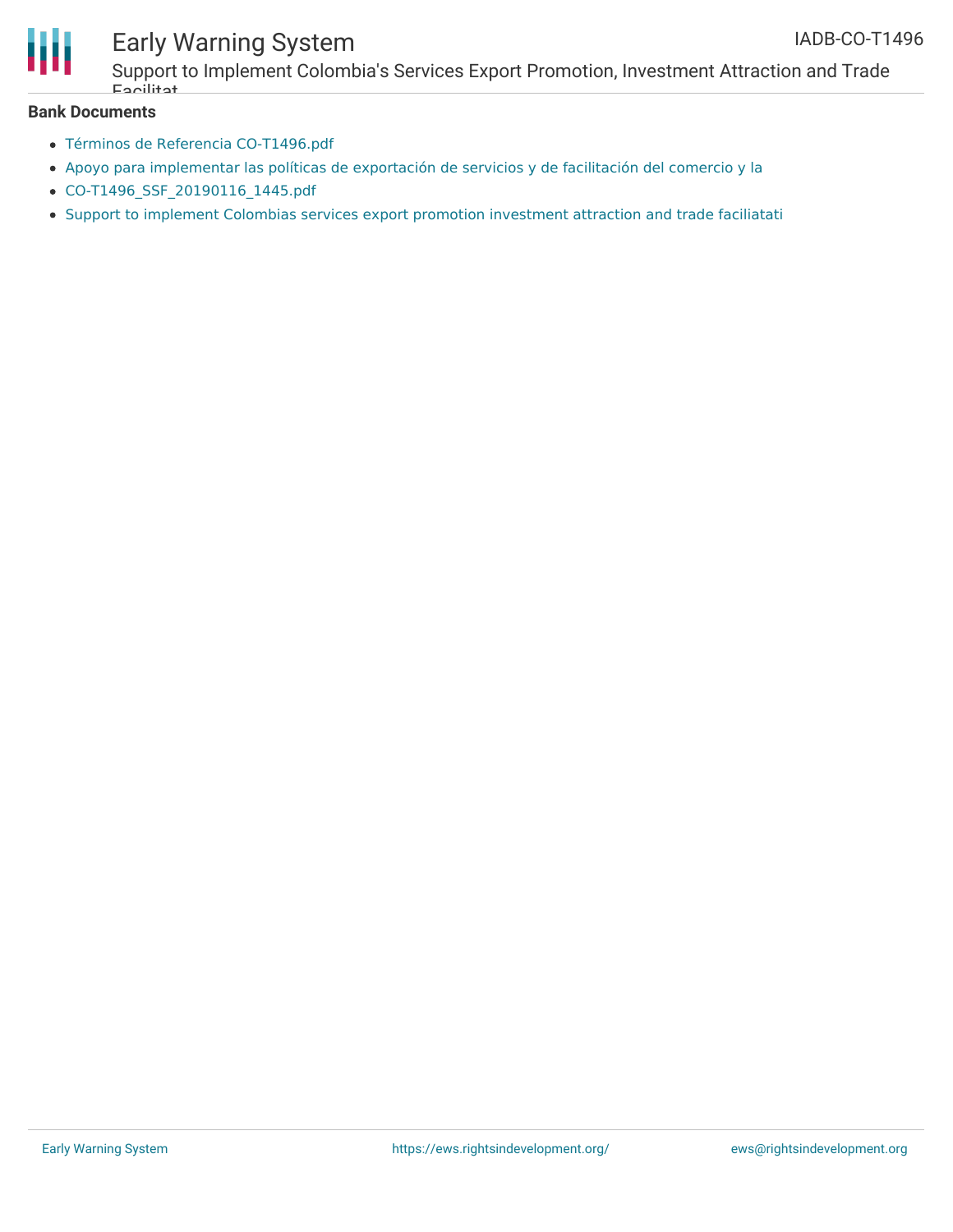**Bank Documents**

- Términos de Referencia CO-T1496.pdf
- Apoyo para implementar las políticas de exportación de servicios y de facilitación del comercio y la
- CO-T1496_SSF_20190116_1445.pdf
- Support to implement Colombias services export promotion investment attraction and trade faciliatati